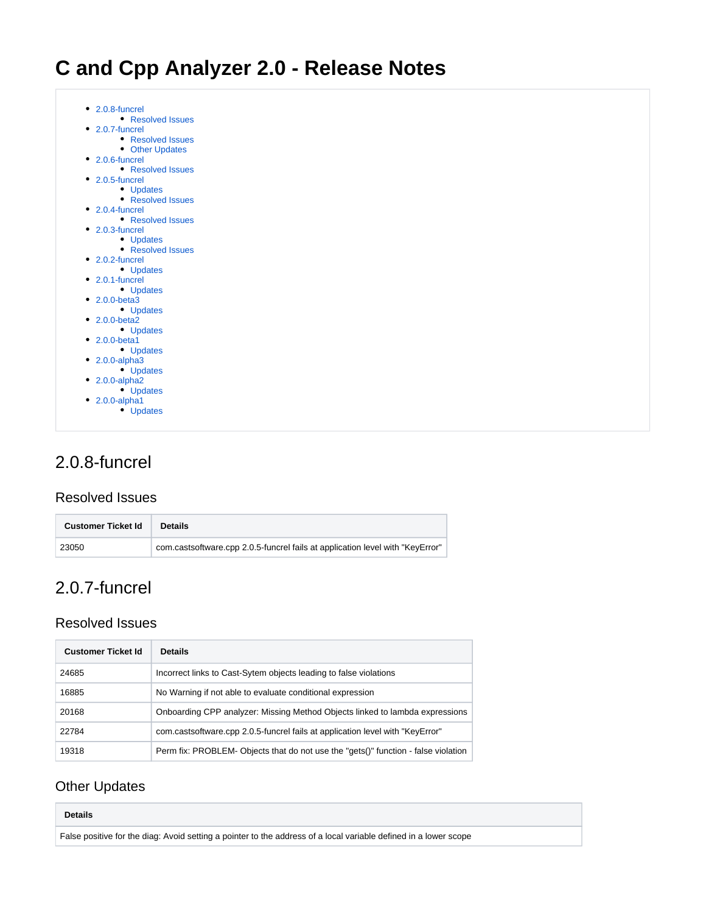# C and Cpp Analyzer 2.0 - Release Notes

- 2.0.8-funcrel
  - Resolved Issues
- 2.0.7-funcrel
  - Resolved Issues
  - Other Updates
- 2.0.6-funcrel
  - Resolved Issues
- 2.0.5-funcrel
  - Updates
  - Resolved Issues
- 2.0.4-funcrel
  - Resolved Issues
- 2.0.3-funcrel
  - Updates
  - Resolved Issues
- 2.0.2-funcrel
  - Updates
- 2.0.1-funcrel
  - Updates
- 2.0.0-beta3
  - Updates
- 2.0.0-beta2
  - Updates
- 2.0.0-beta1
  - Updates
- 2.0.0-alpha3
  - Updates
- 2.0.0-alpha2
  - Updates
- 2.0.0-alpha1
  - Updates

## 2.0.8-funcrel

### Resolved Issues

| Customer Ticket Id | Details |
| --- | --- |
| 23050 | com.castsoftware.cpp 2.0.5-funcrel fails at application level with "KeyError" |

## 2.0.7-funcrel

### Resolved Issues

| Customer Ticket Id | Details |
| --- | --- |
| 24685 | Incorrect links to Cast-Sytem objects leading to false violations |
| 16885 | No Warning if not able to evaluate conditional expression |
| 20168 | Onboarding CPP analyzer: Missing Method Objects linked to lambda expressions |
| 22784 | com.castsoftware.cpp 2.0.5-funcrel fails at application level with "KeyError" |
| 19318 | Perm fix: PROBLEM- Objects that do not use the "gets()" function - false violation |

### Other Updates

| Details |
| --- |
| False positive for the diag: Avoid setting a pointer to the address of a local variable defined in a lower scope |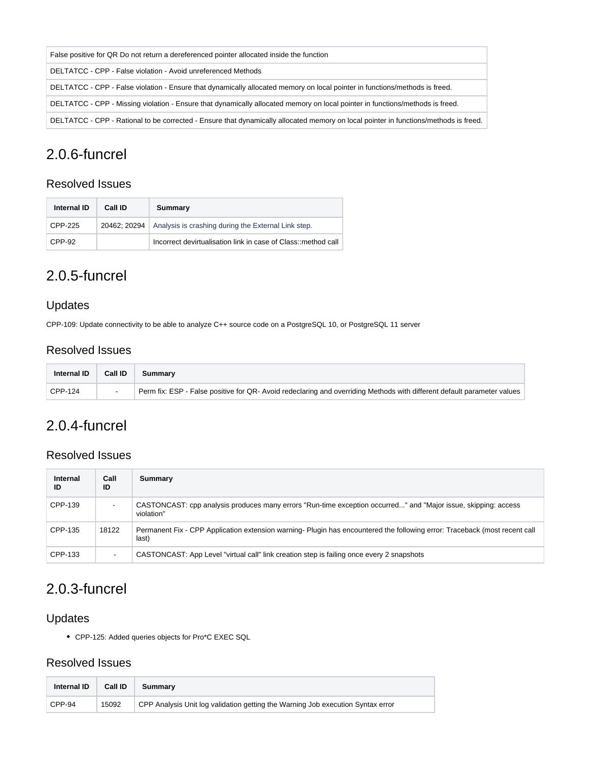| |
|---|
| False positive for QR Do not return a dereferenced pointer allocated inside the function |
| DELTATCC - CPP - False violation - Avoid unreferenced Methods |
| DELTATCC - CPP - False violation - Ensure that dynamically allocated memory on local pointer in functions/methods is freed. |
| DELTATCC - CPP - Missing violation - Ensure that dynamically allocated memory on local pointer in functions/methods is freed. |
| DELTATCC - CPP - Rational to be corrected - Ensure that dynamically allocated memory on local pointer in functions/methods is freed. |

## 2.0.6-funcrel

### Resolved Issues

| Internal ID | Call ID | Summary |
|---|---|---|
| CPP-225 | 20462; 20294 | Analysis is crashing during the External Link step. |
| CPP-92 | | Incorrect devirtualisation link in case of Class::method call |

## 2.0.5-funcrel

### Updates

CPP-109: Update connectivity to be able to analyze C++ source code on a PostgreSQL 10, or PostgreSQL 11 server

### Resolved Issues

| Internal ID | Call ID | Summary |
|---|---|---|
| CPP-124 | - | Perm fix: ESP - False positive for QR- Avoid redeclaring and overriding Methods with different default parameter values |

## 2.0.4-funcrel

### Resolved Issues

| Internal ID | Call ID | Summary |
|---|---|---|
| CPP-139 | - | CASTONCAST: cpp analysis produces many errors "Run-time exception occurred..." and "Major issue, skipping: access violation" |
| CPP-135 | 18122 | Permanent Fix - CPP Application extension warning- Plugin has encountered the following error: Traceback (most recent call last) |
| CPP-133 | - | CASTONCAST: App Level "virtual call" link creation step is failing once every 2 snapshots |

## 2.0.3-funcrel

### Updates

- CPP-125: Added queries objects for Pro*C EXEC SQL

### Resolved Issues

| Internal ID | Call ID | Summary |
|---|---|---|
| CPP-94 | 15092 | CPP Analysis Unit log validation getting the Warning Job execution Syntax error |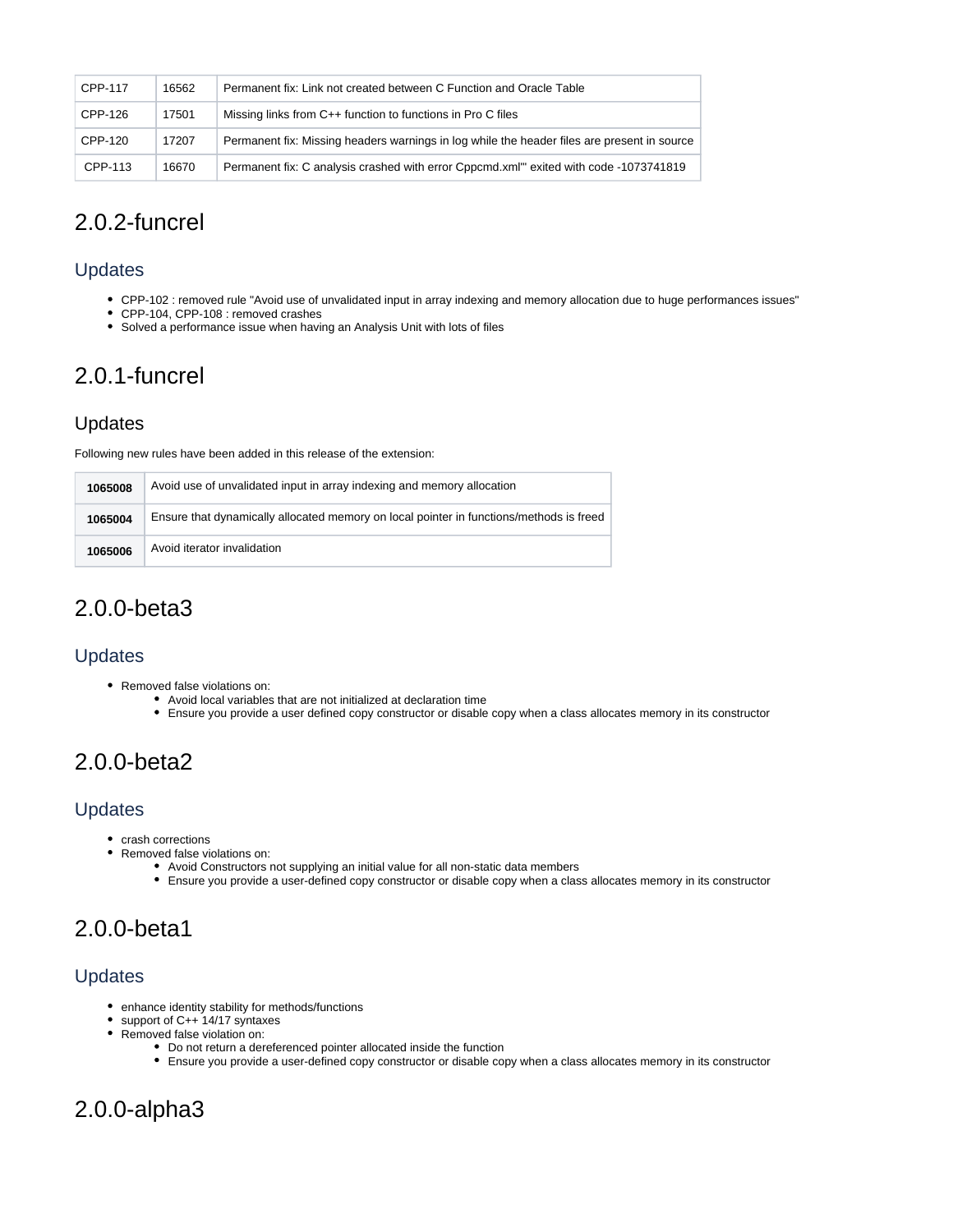| CPP-117 | 16562 | Permanent fix: Link not created between C Function and Oracle Table |
| --- | --- | --- |
| CPP-126 | 17501 | Missing links from C++ function to functions in Pro C files |
| CPP-120 | 17207 | Permanent fix: Missing headers warnings in log while the header files are present in source |
| CPP-113 | 16670 | Permanent fix: C analysis crashed with error Cppcmd.xml'" exited with code -1073741819 |

## 2.0.2-funcrel

### Updates

- CPP-102 : removed rule "Avoid use of unvalidated input in array indexing and memory allocation due to huge performances issues"
- CPP-104, CPP-108 : removed crashes
- Solved a performance issue when having an Analysis Unit with lots of files

## 2.0.1-funcrel

### Updates

Following new rules have been added in this release of the extension:

| **1065008** | Avoid use of unvalidated input in array indexing and memory allocation |
| --- | --- |
| **1065004** | Ensure that dynamically allocated memory on local pointer in functions/methods is freed |
| **1065006** | Avoid iterator invalidation |

## 2.0.0-beta3

### Updates

- Removed false violations on:
  - Avoid local variables that are not initialized at declaration time
  - Ensure you provide a user defined copy constructor or disable copy when a class allocates memory in its constructor

## 2.0.0-beta2

### Updates

- crash corrections
- Removed false violations on:
  - Avoid Constructors not supplying an initial value for all non-static data members
  - Ensure you provide a user-defined copy constructor or disable copy when a class allocates memory in its constructor

## 2.0.0-beta1

### Updates

- enhance identity stability for methods/functions
- support of C++ 14/17 syntaxes
- Removed false violation on:
  - Do not return a dereferenced pointer allocated inside the function
  - Ensure you provide a user-defined copy constructor or disable copy when a class allocates memory in its constructor

## 2.0.0-alpha3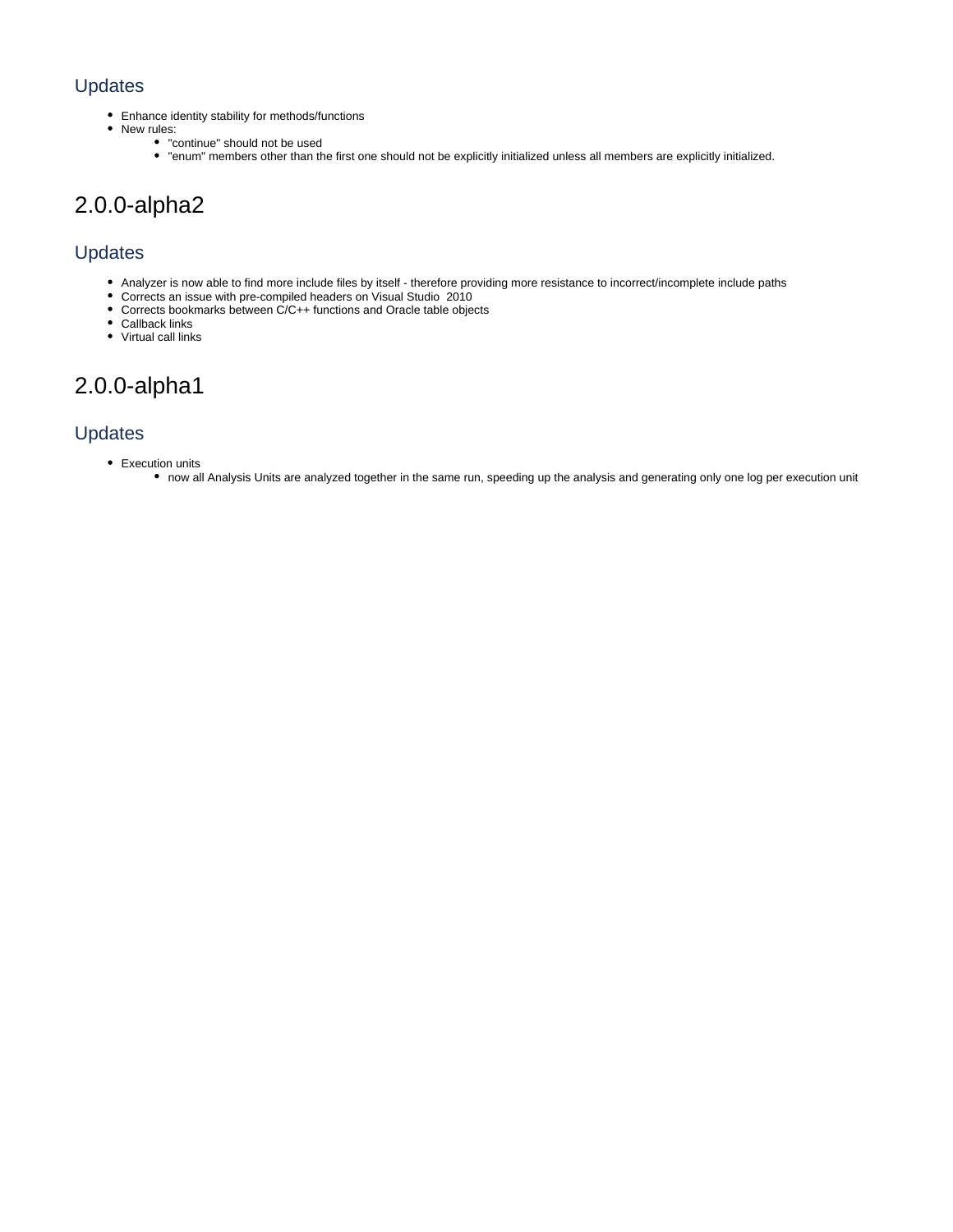### Updates

- Enhance identity stability for methods/functions
- New rules:
    - "continue" should not be used
    - "enum" members other than the first one should not be explicitly initialized unless all members are explicitly initialized.

## 2.0.0-alpha2

### Updates

- Analyzer is now able to find more include files by itself - therefore providing more resistance to incorrect/incomplete include paths
- Corrects an issue with pre-compiled headers on Visual Studio 2010
- Corrects bookmarks between C/C++ functions and Oracle table objects
- Callback links
- Virtual call links

## 2.0.0-alpha1

### Updates

- Execution units
    - now all Analysis Units are analyzed together in the same run, speeding up the analysis and generating only one log per execution unit